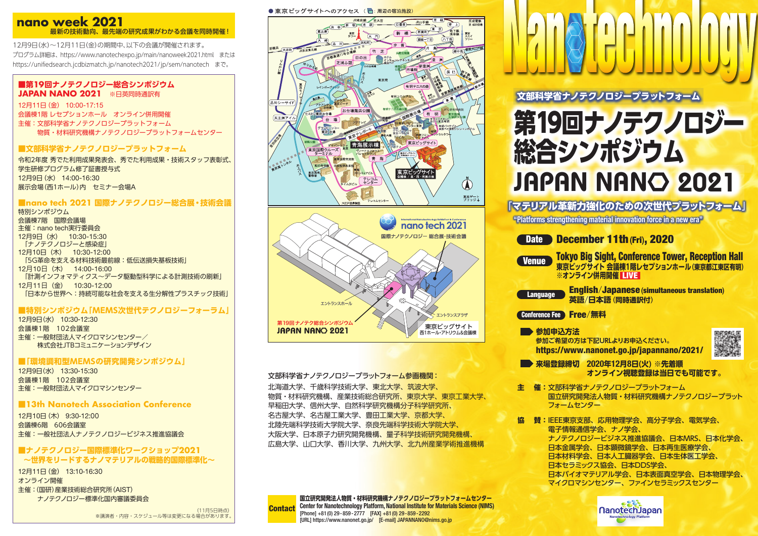# nano week 2021

**最新の技術動向、最先端の研究成果がわかる会議を同時開催！**

12月9日(水)～12月11日(金)の期間中、以下の会議が開催されます。
プログラム詳細は、https://www.nanotechexpo.jp/main/nanoweek2021.html または https://unifiedsearch.jcdbizmatch.jp/nanotech2021/jp/sem/nanotech まで。

## ■第19回ナノテクノロジー総合シンポジウム JAPAN NANO 2021 ※日英同時通訳有

12月11日(金) 10:00-17:15
会議棟1階 レセプションホール オンライン併用開催
主催：文部科学省ナノテクノロジープラットフォーム
物質・材料研究機構ナノテクノロジープラットフォームセンター

## ■文部科学省ナノテクノロジープラットフォーム

令和2年度 秀でた利用成果発表会、秀でた利用成果・技術スタッフ表彰式、学生研修プログラム修了証書授与式
12月9日(水) 14:00-16:30
展示会場(西1ホール)内 セミナー会場A

## ■nano tech 2021 国際ナノテクノロジー総合展・技術会議

特別シンポジウム
会議棟7階 国際会議場
主催：nano tech実行委員会
12月9日(水) 10:30-15:30
「ナノテクノロジーと感染症」
12月10日(木) 10:30-12:00
「5G革命を支える材料技術最前線：低伝送損失基板技術」
12月10日(木) 14:00-16:00
「計測インフォマティクス～データ駆動型科学による計測技術の刷新」
12月11日(金) 10:30-12:00
「日本から世界へ：持続可能な社会を支える生分解性プラスチック技術」

## ■特別シンポジウム「MEMS次世代テクノロジーフォーラム」

12月9日(水) 10:30-12:30
会議棟1階 102会議室
主催：一般財団法人マイクロマシンセンター／
株式会社JTBコミュニケーションデザイン

## ■「環境調和型MEMSの研究開発シンポジウム」

12月9日(水) 13:30-15:30
会議棟1階 102会議室
主催：一般財団法人マイクロマシンセンター

## ■13th Nanotech Association Conference

12月10日(木) 9:30-12:00
会議棟6階 606会議室
主催：一般社団法人ナノテクノロジービジネス推進協議会

## ■ナノテクノロジー国際標準化ワークショップ2021 ～世界をリードするナノマテリアルの戦略的国際標準化～

12月11日(金) 13:10-16:30
オンライン開催
主催：(国研)産業技術総合研究所(AIST)
ナノテクノロジー標準化国内審議委員会

(11月5日時点)
※講演者・内容・スケジュール等は変更になる場合があります。

● 東京ビッグサイトへのアクセス

文部科学省ナノテクノロジープラットフォーム参画機関：

北海道大学、千歳科学技術大学、東北大学、筑波大学、物質・材料研究機構、産業技術総合研究所、東京大学、東京工業大学、早稲田大学、信州大学、自然科学研究機構分子科学研究所、名古屋大学、名古屋工業大学、豊田工業大学、京都大学、北陸先端科学技術大学院大学、奈良先端科学技術大学院大学、大阪大学、日本原子力研究開発機構、量子科学技術研究開発機構、広島大学、山口大学、香川大学、九州大学、北九州産業学術推進機構

**Contact**
国立研究開発法人物質・材料研究機構ナノテクノロジープラットフォームセンター
Center for Nanotechnology Platform, National Institute for Materials Science (NIMS)
[Phone] +81(0)29-859-2777 [FAX] +81(0)29-859-2292
[URL] https://www.nanonet.go.jp/ [E-mail] JAPANNANO@nims.go.jp

# Nanotechnology

## 文部科学省ナノテクノロジープラットフォーム

# 第19回ナノテクノロジー総合シンポジウム JAPAN NANO 2021

## 「マテリアル革新力強化のための次世代プラットフォーム」

"Platforms strengthening material innovation force in a new era"

**Date** December 11th (Fri), 2020

**Venue** Tokyo Big Sight, Conference Tower, Reception Hall
東京ビッグサイト 会議棟1階レセプションホール(東京都江東区有明)
※オンライン併用開催 LIVE

**Language** English/Japanese (simultaneous translation)
英語/日本語 (同時通訳付)

**Conference Fee** Free/無料

**参加申込方法**
参加ご希望の方は下記URLよりお申込ください。
https://www.nanonet.go.jp/japannano/2021/

**来場登録締切** 2020年12月8日(火) ※先着順
オンライン視聴登録は当日でも可能です。

**主 催**：文部科学省ナノテクノロジープラットフォーム
国立研究開発法人物質・材料研究機構ナノテクノロジープラットフォームセンター

**協 賛**：IEEE東京支部、応用物理学会、高分子学会、電気学会、電子情報通信学会、ナノ学会、ナノテクノロジービジネス推進協議会、日本MRS、日本化学会、日本金属学会、日本顕微鏡学会、日本再生医療学会、日本材料学会、日本人工臓器学会、日本生体医工学会、日本セラミックス協会、日本DDS学会、日本バイオマテリアル学会、日本表面真空学会、日本物理学会、マイクロマシンセンター、ファインセラミックスセンター

NanotechJapan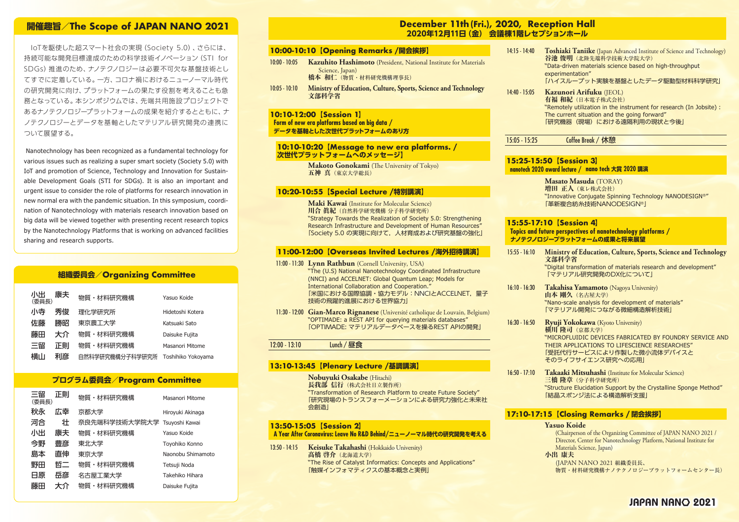## 開催趣旨／The Scope of JAPAN NANO 2021

IoTを駆使した超スマート社会の実現（Society 5.0）、さらには、持続可能な開発目標達成のための科学技術イノベーション（STI for SDGs）推進のため、ナノテクノロジーは必要不可欠な基盤技術としてすでに定着している。一方、コロナ禍におけるニューノーマル時代の研究開発に向け、プラットフォームの果たす役割を考えることも急務となっている。本シンポジウムでは、先端共用施設プロジェクトであるナノテクノロジープラットフォームの成果を紹介するとともに、ナノテクノロジーとデータを基軸としたマテリアル研究開発の連携について展望する。

Nanotechnology has been recognized as a fundamental technology for various issues such as realizing a super smart society (Society 5.0) with IoT and promotion of Science, Technology and Innovation for Sustainable Development Goals (STI for SDGs). It is also an important and urgent issue to consider the role of platforms for research innovation in new normal era with the pandemic situation. In this symposium, coordination of Nanotechnology with materials research innovation based on big data will be viewed together with presenting recent research topics by the Nanotechnology Platforms that is working on advanced facilities sharing and research supports.

## 組織委員会／Organizing Committee

| | | | |
|---|---|---|---|
| 小出（委員長） | 康夫 | 物質・材料研究機構 | Yasuo Koide |
| 小寺 | 秀俊 | 理化学研究所 | Hidetoshi Kotera |
| 佐藤 | 勝昭 | 東京農工大学 | Katsuaki Sato |
| 藤田 | 大介 | 物質・材料研究機構 | Daisuke Fujita |
| 三留 | 正則 | 物質・材料研究機構 | Masanori Mitome |
| 横山 | 利彦 | 自然科学研究機構分子科学研究所 | Toshihiko Yokoyama |

## プログラム委員会／Program Committee

| | | | |
|---|---|---|---|
| 三留（委員長） | 正則 | 物質・材料研究機構 | Masanori Mitome |
| 秋永 | 広幸 | 京都大学 | Hiroyuki Akinaga |
| 河合 | 壮 | 奈良先端科学技術大学院大学 | Tsuyoshi Kawai |
| 小出 | 康夫 | 物質・材料研究機構 | Yasuo Koide |
| 今野 | 豊彦 | 東北大学 | Toyohiko Konno |
| 島本 | 直伸 | 東京大学 | Naonobu Shimamoto |
| 野田 | 哲二 | 物質・材料研究機構 | Tetsuji Noda |
| 日原 | 岳彦 | 名古屋工業大学 | Takehiko Hihara |
| 藤田 | 大介 | 物質・材料研究機構 | Daisuke Fujita |

# December 11th (Fri.), 2020, Reception Hall
# 2020年12月11日（金） 会議棟1階レセプションホール

### 10:00-10:10【Opening Remarks /開会挨拶】

10:00 - 10:05 **Kazuhito Hashimoto** (President, National Institute for Materials Science, Japan)
**橋本 和仁**（物質・材料研究機構理事長）

10:05 - 10:10 **Ministry of Education, Culture, Sports, Science and Technology**
**文部科学省**

### 10:10-12:00【Session 1】
**Form of new era platforms based on big data / データを基軸とした次世代プラットフォームのあり方**

### 10:10-10:20【Message to new era platforms. / 次世代プラットフォームへのメッセージ】

**Makoto Gonokami** (The University of Tokyo)
**五神 真**（東京大学総長）

### 10:20-10:55【Special Lecture /特別講演】

**Maki Kawai** (Institute for Molecular Science)
**川合 眞紀**（自然科学研究機構 分子科学研究所）
"Strategy Towards the Realization of Society 5.0: Strengthening Research Infrastructure and Development of Human Resources"
「Society 5.0 の実現に向けて，人材育成および研究基盤の強化」

### 11:00-12:00【Overseas Invited Lectures /海外招待講演】

11:00 - 11:30 **Lynn Rathbun** (Cornell University, USA)
"The (U.S) National Nanotechnology Coordinated Infrastructure (NNCI) and ACCELNET: Global Quantum Leap; Models for International Collaboration and Cooperation."
「米国における国際協調・協力モデル：NNCIとACCELNET，量子技術の飛躍的進展における世界協力」

11:30 - 12:00 **Gian-Marco Rignanese** (Université catholique de Louvain, Belgium)
"OPTIMADE: a REST API for querying materials databases"
「OPTIMADE: マテリアルデータベースを操るREST APIの開発」

12:00 - 13:10 Lunch / 昼食

### 13:10-13:45【Plenary Lecture /基調講演】

**Nobuyuki Osakabe** (Hitachi)
**長我部 信行**（株式会社日立製作所）
"Transformation of Research Platform to create Future Society"
「研究現場のトランスフォーメーションによる研究力強化と未来社会創造」

### 13:50-15:05【Session 2】
**A Year After Coronavirus: Leave No R&D Behind/ニューノーマル時代の研究開発を考える**

13:50 - 14:15 **Keisuke Takahashi** (Hokkaido University)
**高橋 啓介**（北海道大学）
"The Rise of Catalyst Informatics: Concepts and Applications"
「触媒インフォマティクスの基本概念と実例」

14:15 - 14:40 **Toshiaki Taniike** (Japan Advanced Institute of Science and Technology)
**谷池 俊明**（北陸先端科学技術大学院大学）
"Data-driven materials science based on high-throughput experimentation"
「ハイスループット実験を基盤としたデータ駆動型材料科学研究」

14:40 - 15:05 **Kazunori Arifuku** (JEOL)
**有福 和紀**（日本電子株式会社）
"Remotely utilization in the instrument for research (In Jobsite) : The current situation and the going forward"
「研究機器（現場）における遠隔利用の現状と今後」

15:05 - 15:25 Coffee Break / 休憩

### 15:25-15:50【Session 3】
**nanotech 2020 award lecture / nano tech 大賞 2020 講演**

**Masato Masuda** (TORAY)
**増田 正人**（東レ株式会社）
"Innovative Conjugate Spinning Technology NANODESIGN®"
「革新複合紡糸技術NANODESIGN®」

### 15:55-17:10【Session 4】
**Topics and future perspectives of nanotechnology platforms / ナノテクノロジープラットフォームの成果と将来展望**

15:55 - 16:10 **Ministry of Education, Culture, Sports, Science and Technology**
**文部科学省**
"Digital transformation of materials research and development"
「マテリアル研究開発のDX化について」

16:10 - 16:30 **Takahisa Yamamoto** (Nagoya University)
**山本 剛久**（名古屋大学）
"Nano-scale analysis for development of materials"
「マテリアル開発につながる微細構造解析技術」

16:30 - 16:50 **Ryuji Yokokawa** (Kyoto University)
**横川 隆司**（京都大学）
"MICROFLUIDIC DEVICES FABRICATED BY FOUNDRY SERVICE AND THEIR APPLICATIONS TO LIFESCIENCE RESEARCHES"
「受託代行サービスにより作製した微小流体デバイスとそのライフサイエンス研究への応用」

16:50 - 17:10 **Takaaki Mitsuhashi** (Institute for Molecular Science)
**三橋 隆章**（分子科学研究所）
"Structure Elucidation Support by the Crystalline Sponge Method"
「結晶スポンジ法による構造解析支援」

### 17:10-17:15【Closing Remarks / 閉会挨拶】

**Yasuo Koide**
(Chairperson of the Organizing Committee of JAPAN NANO 2021 / Director, Center for Nanotechnology Platform, National Institute for Materials Science, Japan)
**小出 康夫**
（JAPAN NANO 2021 組織委員長、物質・材料研究機構ナノテクノロジープラットフォームセンター長）

JAPAN NANO 2021